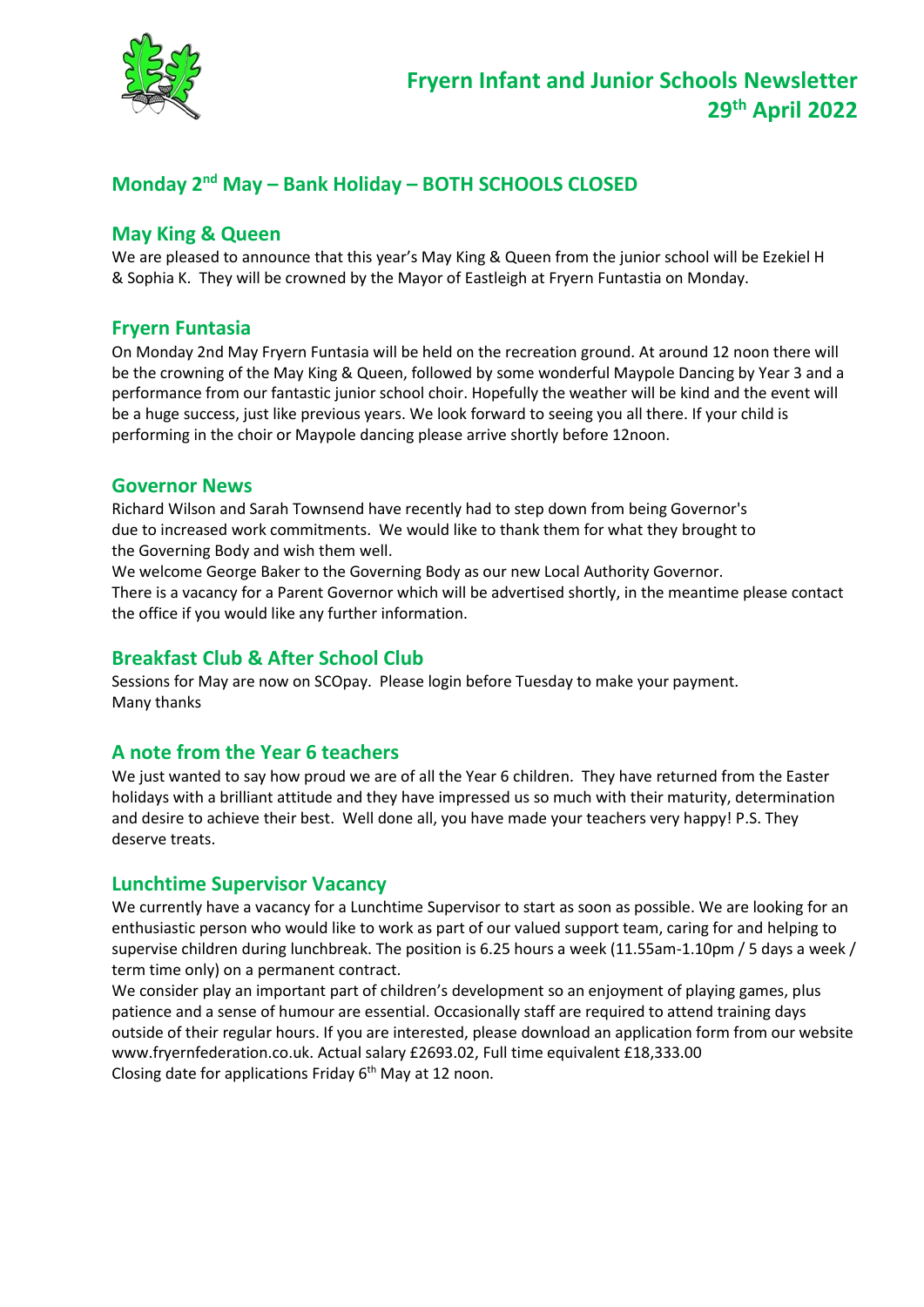# Fryern Infant and Junior Schools Newsletter 29th April 2022

## Monday 2nd May – Bank Holiday – BOTH SCHOOLS CLOSED

### May King & Queen

We are pleased to announce that this year's May King & Queen from the junior school will be Ezekiel H & Sophia K. They will be crowned by the Mayor of Eastleigh at Fryern Funtastia on Monday.

### Fryern Funtasia

On Monday 2nd May Fryern Funtasia will be held on the recreation ground. At around 12 noon there will be the crowning of the May King & Queen, followed by some wonderful Maypole Dancing by Year 3 and a performance from our fantastic junior school choir. Hopefully the weather will be kind and the event will be a huge success, just like previous years. We look forward to seeing you all there. If your child is performing in the choir or Maypole dancing please arrive shortly before 12noon.

### Governor News

Richard Wilson and Sarah Townsend have recently had to step down from being Governor's due to increased work commitments. We would like to thank them for what they brought to the Governing Body and wish them well.

We welcome George Baker to the Governing Body as our new Local Authority Governor.

There is a vacancy for a Parent Governor which will be advertised shortly, in the meantime please contact the office if you would like any further information.

### Breakfast Club & After School Club

Sessions for May are now on SCOpay. Please login before Tuesday to make your payment.
Many thanks

### A note from the Year 6 teachers

We just wanted to say how proud we are of all the Year 6 children. They have returned from the Easter holidays with a brilliant attitude and they have impressed us so much with their maturity, determination and desire to achieve their best. Well done all, you have made your teachers very happy! P.S. They deserve treats.

### Lunchtime Supervisor Vacancy

We currently have a vacancy for a Lunchtime Supervisor to start as soon as possible. We are looking for an enthusiastic person who would like to work as part of our valued support team, caring for and helping to supervise children during lunchbreak. The position is 6.25 hours a week (11.55am-1.10pm / 5 days a week / term time only) on a permanent contract.

We consider play an important part of children's development so an enjoyment of playing games, plus patience and a sense of humour are essential. Occasionally staff are required to attend training days outside of their regular hours. If you are interested, please download an application form from our website www.fryernfederation.co.uk. Actual salary £2693.02, Full time equivalent £18,333.00

Closing date for applications Friday 6th May at 12 noon.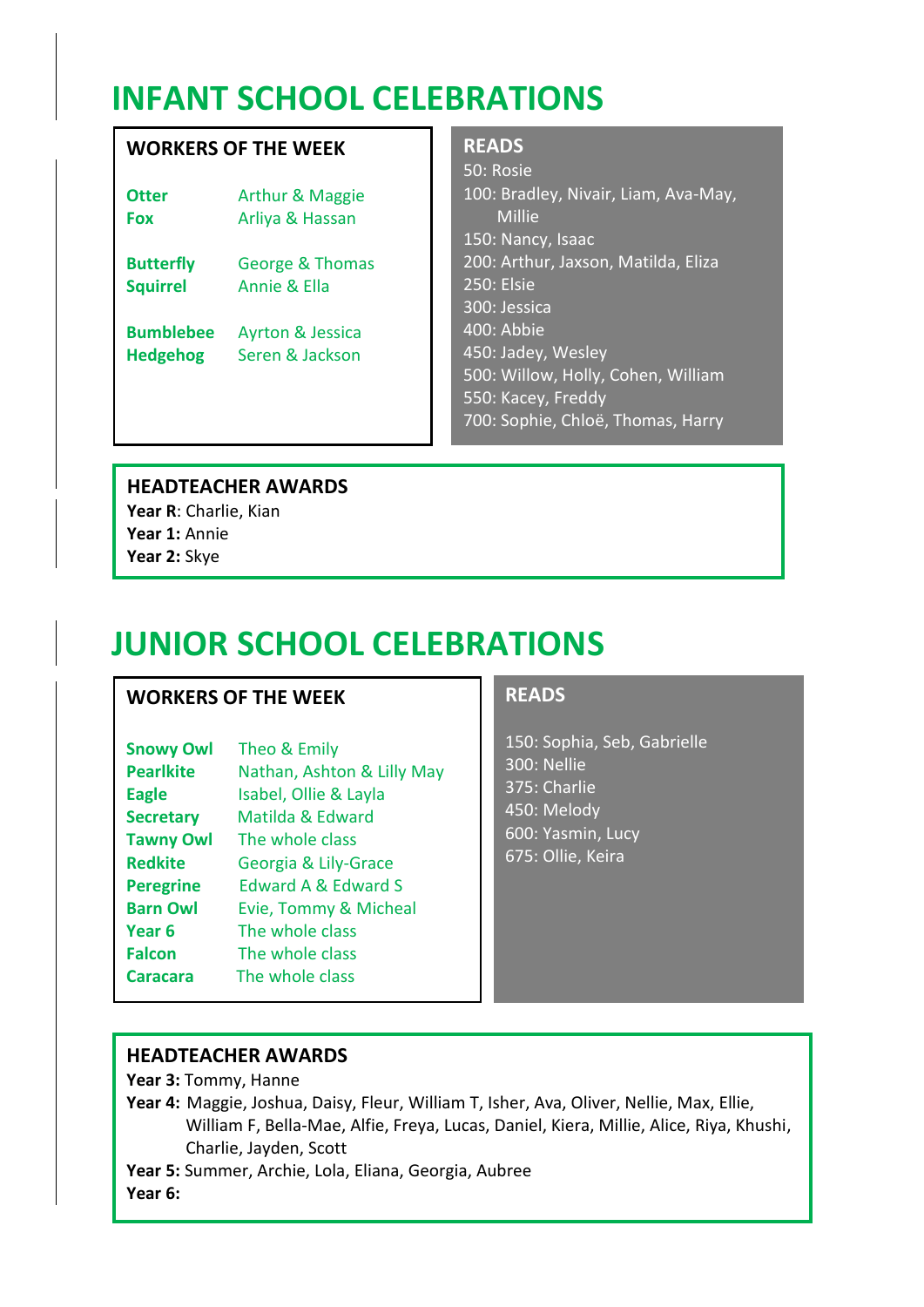# INFANT SCHOOL CELEBRATIONS

## WORKERS OF THE WEEK

| Class | Names |
|---|---|
| **Otter** | Arthur & Maggie |
| **Fox** | Arliya & Hassan |
| **Butterfly** | George & Thomas |
| **Squirrel** | Annie & Ella |
| **Bumblebee** | Ayrton & Jessica |
| **Hedgehog** | Seren & Jackson |

## READS

50: Rosie
100: Bradley, Nivair, Liam, Ava-May, Millie
150: Nancy, Isaac
200: Arthur, Jaxson, Matilda, Eliza
250: Elsie
300: Jessica
400: Abbie
450: Jadey, Wesley
500: Willow, Holly, Cohen, William
550: Kacey, Freddy
700: Sophie, Chloë, Thomas, Harry

## HEADTEACHER AWARDS

**Year R**: Charlie, Kian
**Year 1:** Annie
**Year 2:** Skye

# JUNIOR SCHOOL CELEBRATIONS

## WORKERS OF THE WEEK

| Class | Names |
|---|---|
| **Snowy Owl** | Theo & Emily |
| **Pearlkite** | Nathan, Ashton & Lilly May |
| **Eagle** | Isabel, Ollie & Layla |
| **Secretary** | Matilda & Edward |
| **Tawny Owl** | The whole class |
| **Redkite** | Georgia & Lily-Grace |
| **Peregrine** | Edward A & Edward S |
| **Barn Owl** | Evie, Tommy & Micheal |
| **Year 6** | The whole class |
| **Falcon** | The whole class |
| **Caracara** | The whole class |

## READS

150: Sophia, Seb, Gabrielle
300: Nellie
375: Charlie
450: Melody
600: Yasmin, Lucy
675: Ollie, Keira

## HEADTEACHER AWARDS

**Year 3:** Tommy, Hanne
**Year 4:** Maggie, Joshua, Daisy, Fleur, William T, Isher, Ava, Oliver, Nellie, Max, Ellie, William F, Bella-Mae, Alfie, Freya, Lucas, Daniel, Kiera, Millie, Alice, Riya, Khushi, Charlie, Jayden, Scott
**Year 5:** Summer, Archie, Lola, Eliana, Georgia, Aubree
**Year 6:**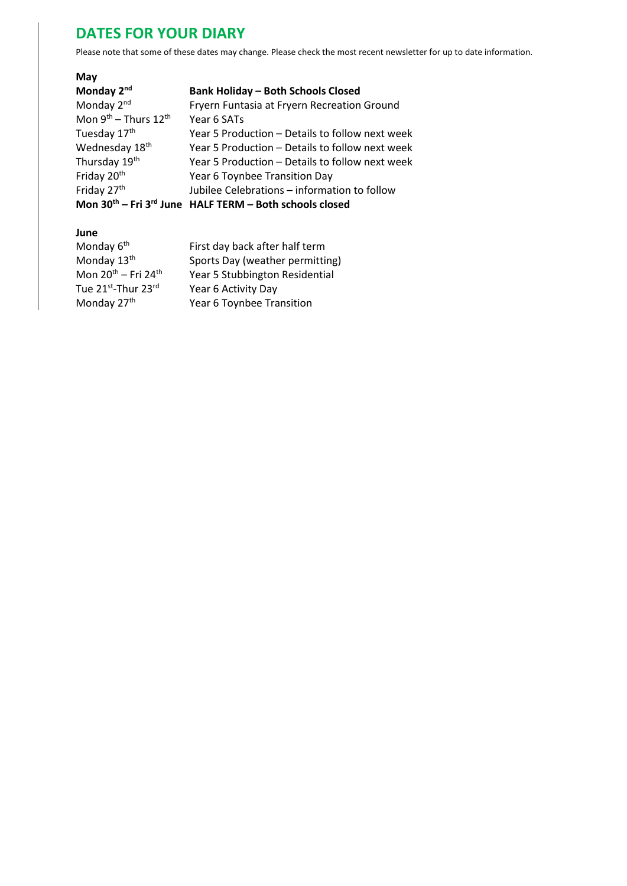## DATES FOR YOUR DIARY

Please note that some of these dates may change. Please check the most recent newsletter for up to date information.

**May**

| | |
|---|---|
| **Monday 2nd** | **Bank Holiday – Both Schools Closed** |
| Monday 2nd | Fryern Funtasia at Fryern Recreation Ground |
| Mon 9th – Thurs 12th | Year 6 SATs |
| Tuesday 17th | Year 5 Production – Details to follow next week |
| Wednesday 18th | Year 5 Production – Details to follow next week |
| Thursday 19th | Year 5 Production – Details to follow next week |
| Friday 20th | Year 6 Toynbee Transition Day |
| Friday 27th | Jubilee Celebrations – information to follow |
| **Mon 30th – Fri 3rd June** | **HALF TERM – Both schools closed** |

**June**

| | |
|---|---|
| Monday 6th | First day back after half term |
| Monday 13th | Sports Day (weather permitting) |
| Mon 20th – Fri 24th | Year 5 Stubbington Residential |
| Tue 21st-Thur 23rd | Year 6 Activity Day |
| Monday 27th | Year 6 Toynbee Transition |